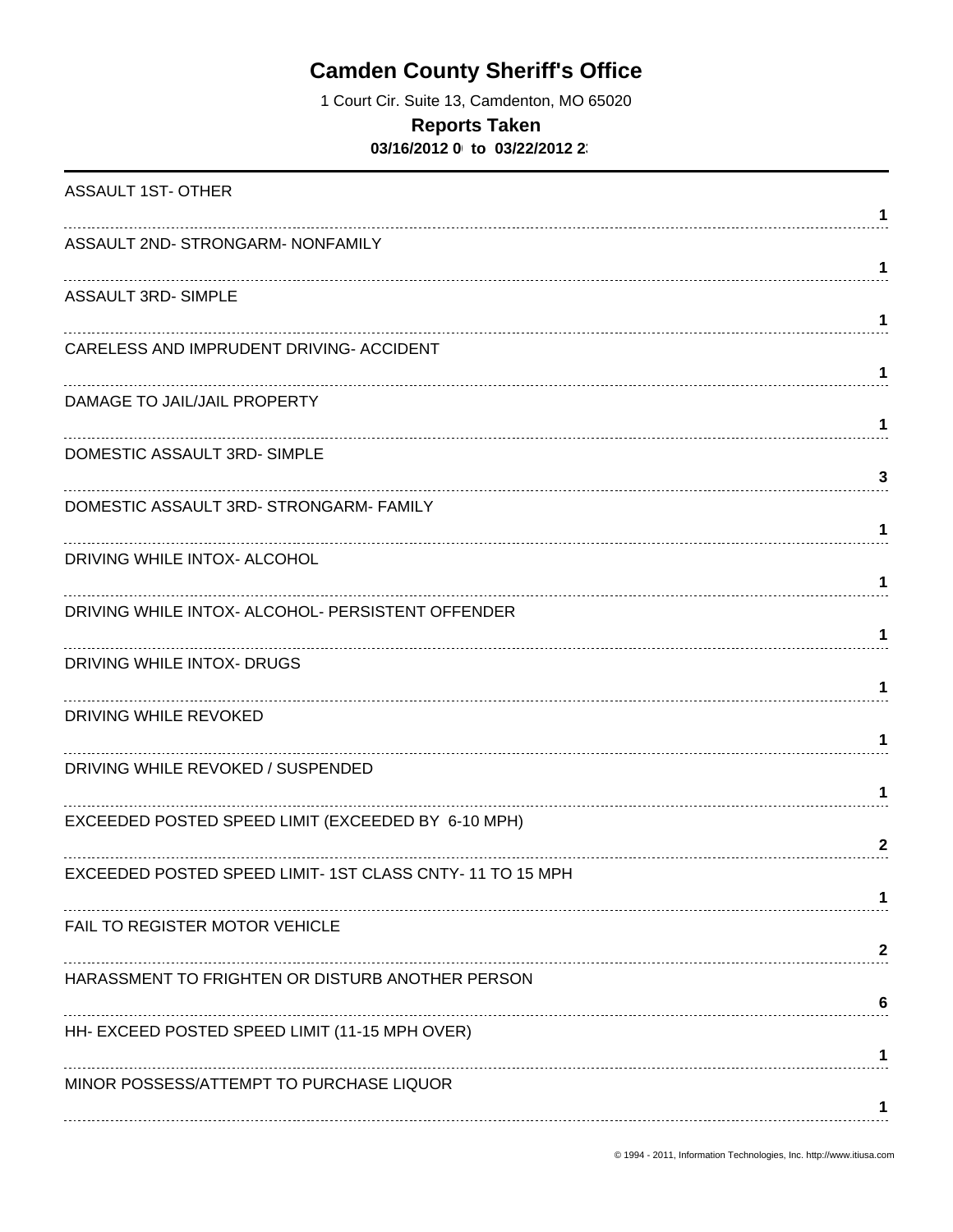# Camden County Sheriff's Office

1 Court Cir. Suite 13, Camdenton, MO 65020

## Reports Taken

**03/16/2012 0 to 03/22/2012 2**

| Offense | Count |
|---|---|
| ASSAULT 1ST- OTHER | 1 |
| ASSAULT 2ND- STRONGARM- NONFAMILY | 1 |
| ASSAULT 3RD- SIMPLE | 1 |
| CARELESS AND IMPRUDENT DRIVING- ACCIDENT | 1 |
| DAMAGE TO JAIL/JAIL PROPERTY | 1 |
| DOMESTIC ASSAULT 3RD- SIMPLE | 3 |
| DOMESTIC ASSAULT 3RD- STRONGARM- FAMILY | 1 |
| DRIVING WHILE INTOX- ALCOHOL | 1 |
| DRIVING WHILE INTOX- ALCOHOL- PERSISTENT OFFENDER | 1 |
| DRIVING WHILE INTOX- DRUGS | 1 |
| DRIVING WHILE REVOKED | 1 |
| DRIVING WHILE REVOKED / SUSPENDED | 1 |
| EXCEEDED POSTED SPEED LIMIT (EXCEEDED BY 6-10 MPH) | 2 |
| EXCEEDED POSTED SPEED LIMIT- 1ST CLASS CNTY- 11 TO 15 MPH | 1 |
| FAIL TO REGISTER MOTOR VEHICLE | 2 |
| HARASSMENT TO FRIGHTEN OR DISTURB ANOTHER PERSON | 6 |
| HH- EXCEED POSTED SPEED LIMIT (11-15 MPH OVER) | 1 |
| MINOR POSSESS/ATTEMPT TO PURCHASE LIQUOR | 1 |

© 1994 - 2011, Information Technologies, Inc. http://www.itiusa.com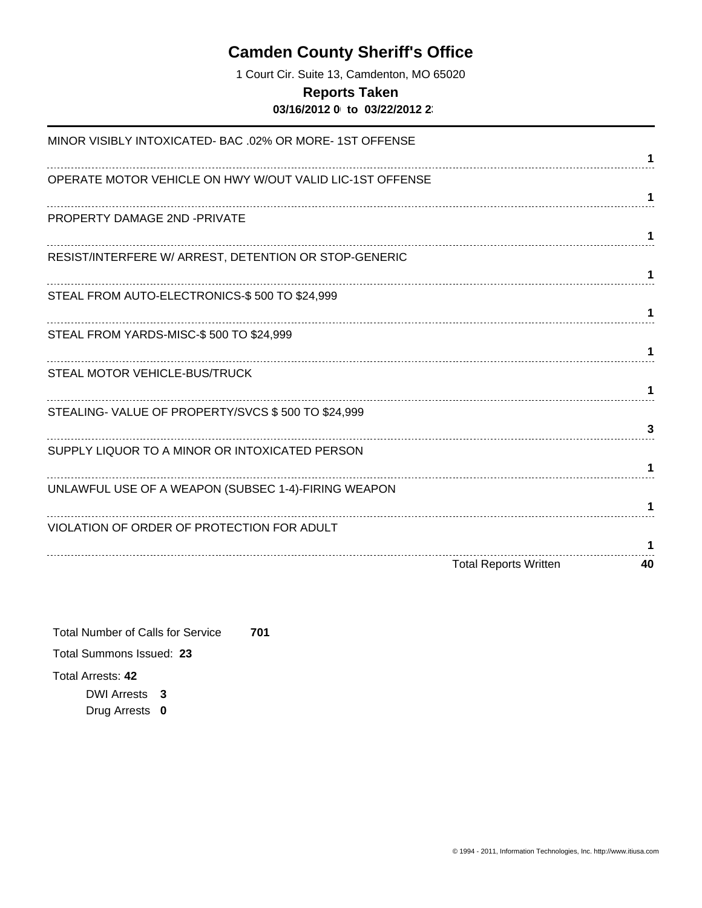# Camden County Sheriff's Office

1 Court Cir. Suite 13, Camdenton, MO 65020

**Reports Taken**

**03/16/2012 0 to 03/22/2012 2**

| | |
|---|---|
| MINOR VISIBLY INTOXICATED- BAC .02% OR MORE- 1ST OFFENSE | **1** |
| OPERATE MOTOR VEHICLE ON HWY W/OUT VALID LIC-1ST OFFENSE | **1** |
| PROPERTY DAMAGE 2ND -PRIVATE | **1** |
| RESIST/INTERFERE W/ ARREST, DETENTION OR STOP-GENERIC | **1** |
| STEAL FROM AUTO-ELECTRONICS-$ 500 TO $24,999 | **1** |
| STEAL FROM YARDS-MISC-$ 500 TO $24,999 | **1** |
| STEAL MOTOR VEHICLE-BUS/TRUCK | **1** |
| STEALING- VALUE OF PROPERTY/SVCS $ 500 TO $24,999 | **3** |
| SUPPLY LIQUOR TO A MINOR OR INTOXICATED PERSON | **1** |
| UNLAWFUL USE OF A WEAPON (SUBSEC 1-4)-FIRING WEAPON | **1** |
| VIOLATION OF ORDER OF PROTECTION FOR ADULT | **1** |
| Total Reports Written | **40** |

Total Number of Calls for Service **701**

Total Summons Issued: **23**

Total Arrests: **42**

- DWI Arrests **3**
- Drug Arrests **0**

© 1994 - 2011, Information Technologies, Inc. http://www.itiusa.com